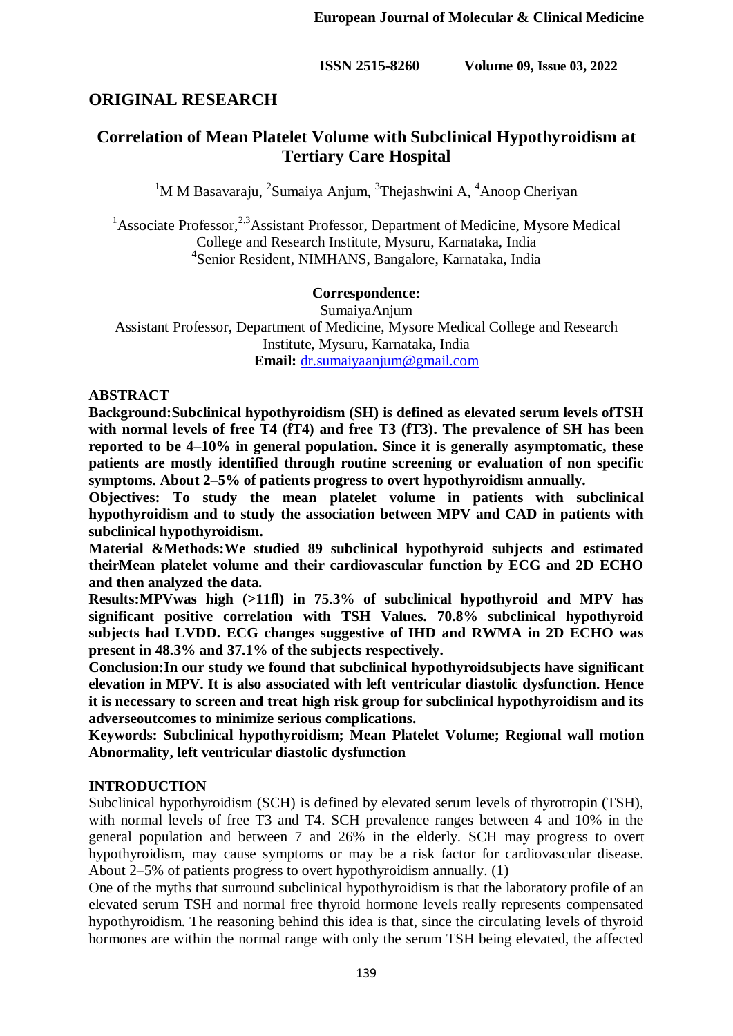## ORIGINAL RESEARCH

# Correlation of Mean Platelet Volume with Subclinical Hypothyroidism at Tertiary Care Hospital

[1]M M Basavaraju, [2]Sumaiya Anjum, [3]Thejashwini A, [4]Anoop Cheriyan

[1]Associate Professor, [2,3]Assistant Professor, Department of Medicine, Mysore Medical College and Research Institute, Mysuru, Karnataka, India
[4]Senior Resident, NIMHANS, Bangalore, Karnataka, India

**Correspondence:**
SumaiyaAnjum
Assistant Professor, Department of Medicine, Mysore Medical College and Research Institute, Mysuru, Karnataka, India
**Email:** dr.sumaiyaanjum@gmail.com

## ABSTRACT

**Background:Subclinical hypothyroidism (SH) is defined as elevated serum levels ofTSH with normal levels of free T4 (fT4) and free T3 (fT3). The prevalence of SH has been reported to be 4–10% in general population. Since it is generally asymptomatic, these patients are mostly identified through routine screening or evaluation of non specific symptoms. About 2–5% of patients progress to overt hypothyroidism annually.**

**Objectives: To study the mean platelet volume in patients with subclinical hypothyroidism and to study the association between MPV and CAD in patients with subclinical hypothyroidism.**

**Material &Methods:We studied 89 subclinical hypothyroid subjects and estimated theirMean platelet volume and their cardiovascular function by ECG and 2D ECHO and then analyzed the data.**

**Results:MPVwas high (>11fl) in 75.3% of subclinical hypothyroid and MPV has significant positive correlation with TSH Values. 70.8% subclinical hypothyroid subjects had LVDD. ECG changes suggestive of IHD and RWMA in 2D ECHO was present in 48.3% and 37.1% of the subjects respectively.**

**Conclusion:In our study we found that subclinical hypothyroidsubjects have significant elevation in MPV. It is also associated with left ventricular diastolic dysfunction. Hence it is necessary to screen and treat high risk group for subclinical hypothyroidism and its adverseoutcomes to minimize serious complications.**

**Keywords: Subclinical hypothyroidism; Mean Platelet Volume; Regional wall motion Abnormality, left ventricular diastolic dysfunction**

## INTRODUCTION

Subclinical hypothyroidism (SCH) is defined by elevated serum levels of thyrotropin (TSH), with normal levels of free T3 and T4. SCH prevalence ranges between 4 and 10% in the general population and between 7 and 26% in the elderly. SCH may progress to overt hypothyroidism, may cause symptoms or may be a risk factor for cardiovascular disease. About 2–5% of patients progress to overt hypothyroidism annually. (1)

One of the myths that surround subclinical hypothyroidism is that the laboratory profile of an elevated serum TSH and normal free thyroid hormone levels really represents compensated hypothyroidism. The reasoning behind this idea is that, since the circulating levels of thyroid hormones are within the normal range with only the serum TSH being elevated, the affected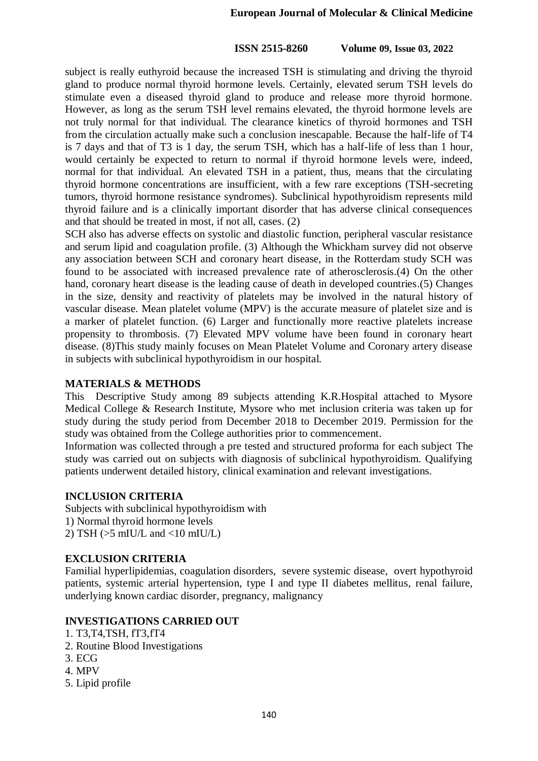subject is really euthyroid because the increased TSH is stimulating and driving the thyroid gland to produce normal thyroid hormone levels. Certainly, elevated serum TSH levels do stimulate even a diseased thyroid gland to produce and release more thyroid hormone. However, as long as the serum TSH level remains elevated, the thyroid hormone levels are not truly normal for that individual. The clearance kinetics of thyroid hormones and TSH from the circulation actually make such a conclusion inescapable. Because the half-life of T4 is 7 days and that of T3 is 1 day, the serum TSH, which has a half-life of less than 1 hour, would certainly be expected to return to normal if thyroid hormone levels were, indeed, normal for that individual. An elevated TSH in a patient, thus, means that the circulating thyroid hormone concentrations are insufficient, with a few rare exceptions (TSH-secreting tumors, thyroid hormone resistance syndromes). Subclinical hypothyroidism represents mild thyroid failure and is a clinically important disorder that has adverse clinical consequences and that should be treated in most, if not all, cases. (2)

SCH also has adverse effects on systolic and diastolic function, peripheral vascular resistance and serum lipid and coagulation profile. (3) Although the Whickham survey did not observe any association between SCH and coronary heart disease, in the Rotterdam study SCH was found to be associated with increased prevalence rate of atherosclerosis.(4) On the other hand, coronary heart disease is the leading cause of death in developed countries.(5) Changes in the size, density and reactivity of platelets may be involved in the natural history of vascular disease. Mean platelet volume (MPV) is the accurate measure of platelet size and is a marker of platelet function. (6) Larger and functionally more reactive platelets increase propensity to thrombosis. (7) Elevated MPV volume have been found in coronary heart disease. (8)This study mainly focuses on Mean Platelet Volume and Coronary artery disease in subjects with subclinical hypothyroidism in our hospital.

## MATERIALS & METHODS

This Descriptive Study among 89 subjects attending K.R.Hospital attached to Mysore Medical College & Research Institute, Mysore who met inclusion criteria was taken up for study during the study period from December 2018 to December 2019. Permission for the study was obtained from the College authorities prior to commencement.

Information was collected through a pre tested and structured proforma for each subject The study was carried out on subjects with diagnosis of subclinical hypothyroidism. Qualifying patients underwent detailed history, clinical examination and relevant investigations.

## INCLUSION CRITERIA

Subjects with subclinical hypothyroidism with

1) Normal thyroid hormone levels
2) TSH (>5 mIU/L and <10 mIU/L)

## EXCLUSION CRITERIA

Familial hyperlipidemias, coagulation disorders, severe systemic disease, overt hypothyroid patients, systemic arterial hypertension, type I and type II diabetes mellitus, renal failure, underlying known cardiac disorder, pregnancy, malignancy

## INVESTIGATIONS CARRIED OUT

1. T3,T4,TSH, fT3,fT4
2. Routine Blood Investigations
3. ECG
4. MPV
5. Lipid profile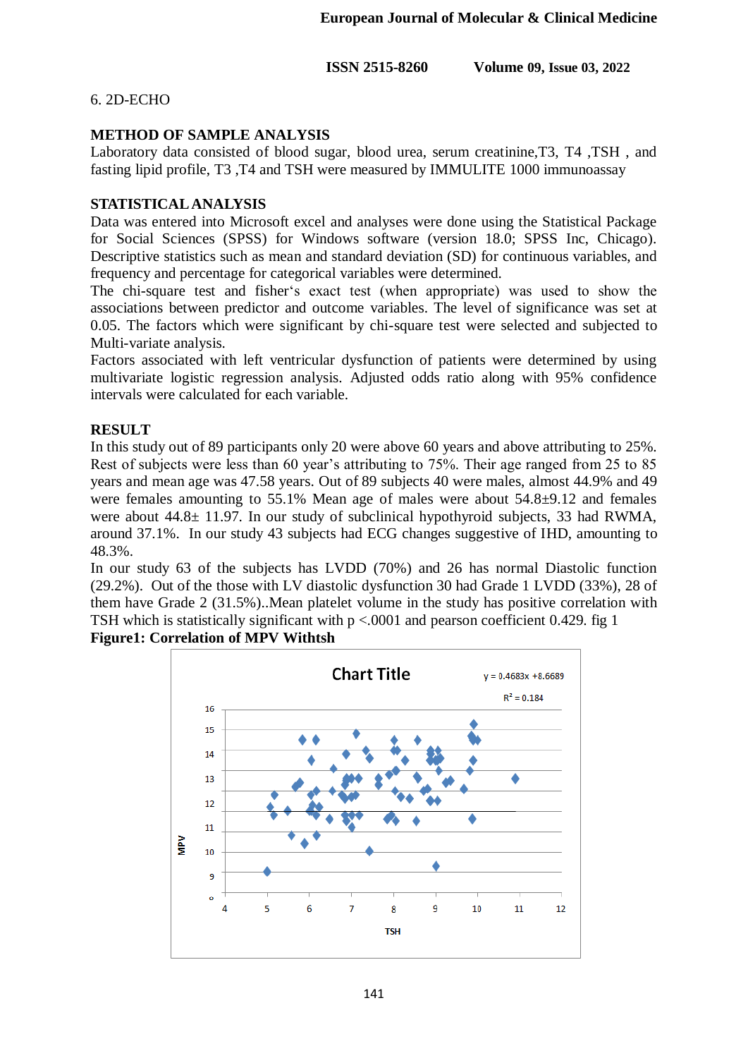6. 2D-ECHO

## METHOD OF SAMPLE ANALYSIS

Laboratory data consisted of blood sugar, blood urea, serum creatinine,T3, T4 ,TSH , and fasting lipid profile, T3 ,T4 and TSH were measured by IMMULITE 1000 immunoassay

## STATISTICAL ANALYSIS

Data was entered into Microsoft excel and analyses were done using the Statistical Package for Social Sciences (SPSS) for Windows software (version 18.0; SPSS Inc, Chicago). Descriptive statistics such as mean and standard deviation (SD) for continuous variables, and frequency and percentage for categorical variables were determined.

The chi-square test and fisher's exact test (when appropriate) was used to show the associations between predictor and outcome variables. The level of significance was set at 0.05. The factors which were significant by chi-square test were selected and subjected to Multi-variate analysis.

Factors associated with left ventricular dysfunction of patients were determined by using multivariate logistic regression analysis. Adjusted odds ratio along with 95% confidence intervals were calculated for each variable.

## RESULT

In this study out of 89 participants only 20 were above 60 years and above attributing to 25%. Rest of subjects were less than 60 year's attributing to 75%. Their age ranged from 25 to 85 years and mean age was 47.58 years. Out of 89 subjects 40 were males, almost 44.9% and 49 were females amounting to 55.1% Mean age of males were about 54.8±9.12 and females were about 44.8± 11.97. In our study of subclinical hypothyroid subjects, 33 had RWMA, around 37.1%. In our study 43 subjects had ECG changes suggestive of IHD, amounting to 48.3%.

In our study 63 of the subjects has LVDD (70%) and 26 has normal Diastolic function (29.2%). Out of the those with LV diastolic dysfunction 30 had Grade 1 LVDD (33%), 28 of them have Grade 2 (31.5%)..Mean platelet volume in the study has positive correlation with TSH which is statistically significant with p <.0001 and pearson coefficient 0.429. fig 1

**Figure1: Correlation of MPV Withtsh**

Chart Title

$y = 0.4683x + 8.6689$

$R^2 = 0.184$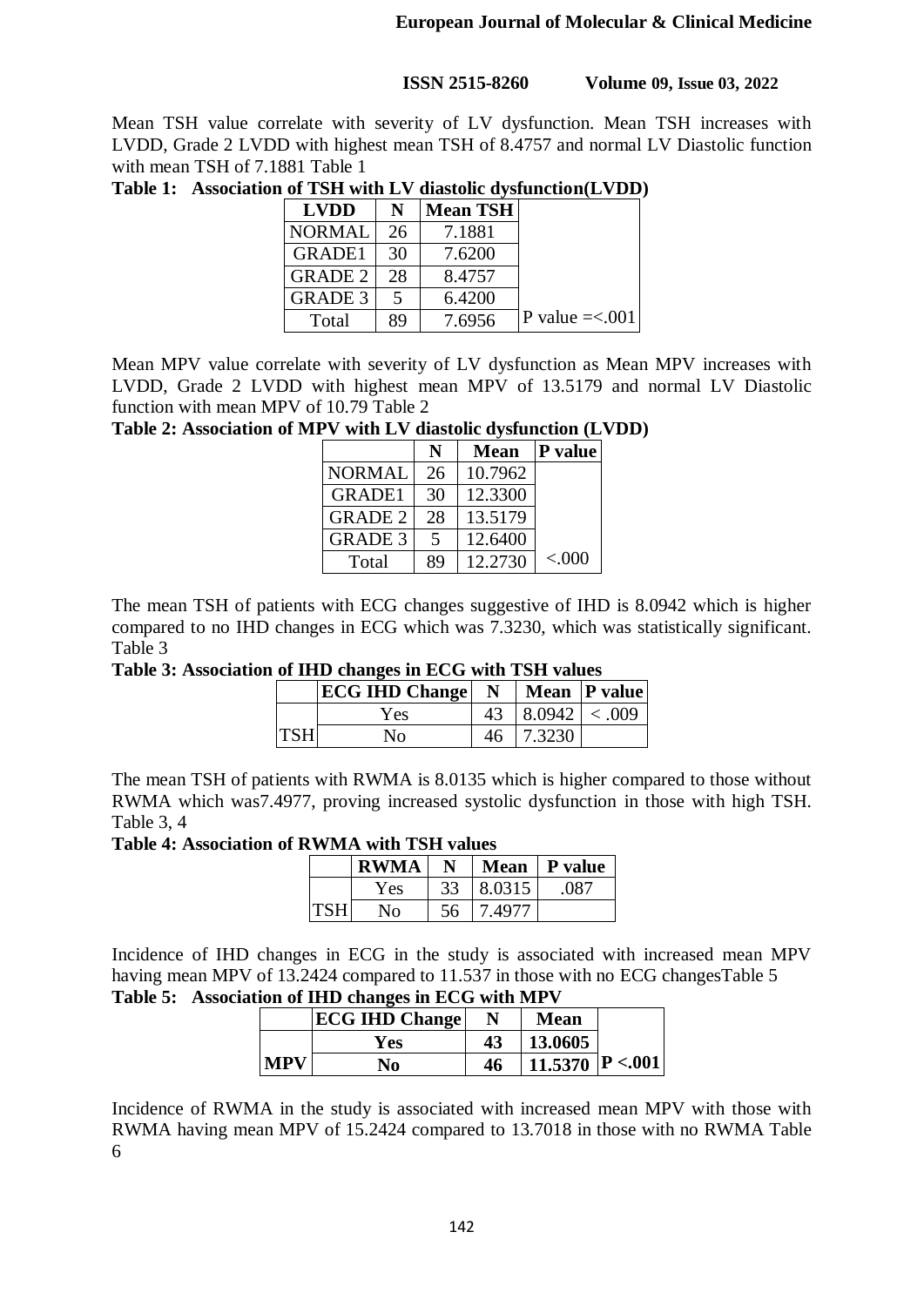Mean TSH value correlate with severity of LV dysfunction. Mean TSH increases with LVDD, Grade 2 LVDD with highest mean TSH of 8.4757 and normal LV Diastolic function with mean TSH of 7.1881 Table 1

**Table 1: Association of TSH with LV diastolic dysfunction(LVDD)**

| LVDD | N | Mean TSH | |
|---|---|---|---|
| NORMAL | 26 | 7.1881 | |
| GRADE1 | 30 | 7.6200 | |
| GRADE 2 | 28 | 8.4757 | |
| GRADE 3 | 5 | 6.4200 | |
| Total | 89 | 7.6956 | P value =<.001 |

Mean MPV value correlate with severity of LV dysfunction as Mean MPV increases with LVDD, Grade 2 LVDD with highest mean MPV of 13.5179 and normal LV Diastolic function with mean MPV of 10.79 Table 2

**Table 2: Association of MPV with LV diastolic dysfunction (LVDD)**

| | N | Mean | P value |
|---|---|---|---|
| NORMAL | 26 | 10.7962 | |
| GRADE1 | 30 | 12.3300 | |
| GRADE 2 | 28 | 13.5179 | |
| GRADE 3 | 5 | 12.6400 | |
| Total | 89 | 12.2730 | <.000 |

The mean TSH of patients with ECG changes suggestive of IHD is 8.0942 which is higher compared to no IHD changes in ECG which was 7.3230, which was statistically significant. Table 3

**Table 3: Association of IHD changes in ECG with TSH values**

| | ECG IHD Change | N | Mean | P value |
|---|---|---|---|---|
| TSH | Yes | 43 | 8.0942 | < .009 |
| | No | 46 | 7.3230 | |

The mean TSH of patients with RWMA is 8.0135 which is higher compared to those without RWMA which was7.4977, proving increased systolic dysfunction in those with high TSH. Table 3, 4

**Table 4: Association of RWMA with TSH values**

| | RWMA | N | Mean | P value |
|---|---|---|---|---|
| TSH | Yes | 33 | 8.0315 | .087 |
| | No | 56 | 7.4977 | |

Incidence of IHD changes in ECG in the study is associated with increased mean MPV having mean MPV of 13.2424 compared to 11.537 in those with no ECG changesTable 5

**Table 5: Association of IHD changes in ECG with MPV**

| | ECG IHD Change | N | Mean | |
|---|---|---|---|---|
| MPV | Yes | 43 | 13.0605 | |
| | No | 46 | 11.5370 | P <.001 |

Incidence of RWMA in the study is associated with increased mean MPV with those with RWMA having mean MPV of 15.2424 compared to 13.7018 in those with no RWMA Table 6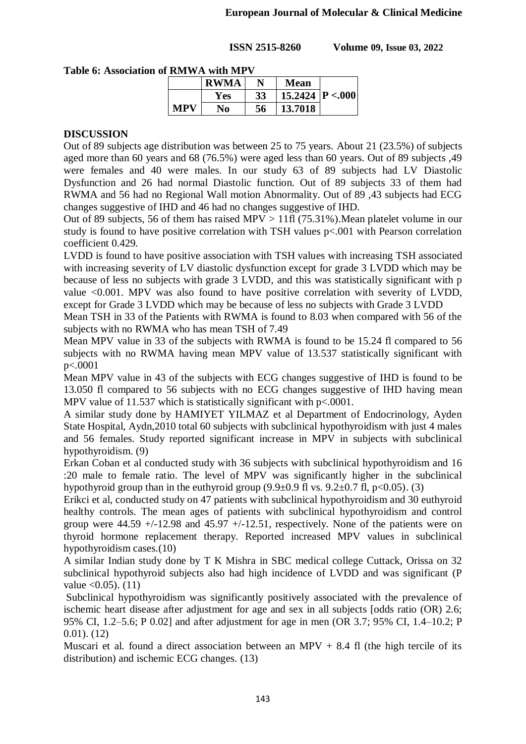**Table 6: Association of RMWA with MPV**

| | RWMA | N | Mean | |
|---|---|---|---|---|
| MPV | Yes | 33 | 15.2424 | P <.000 |
| | No | 56 | 13.7018 | |

**DISCUSSION**

Out of 89 subjects age distribution was between 25 to 75 years. About 21 (23.5%) of subjects aged more than 60 years and 68 (76.5%) were aged less than 60 years. Out of 89 subjects ,49 were females and 40 were males. In our study 63 of 89 subjects had LV Diastolic Dysfunction and 26 had normal Diastolic function. Out of 89 subjects 33 of them had RWMA and 56 had no Regional Wall motion Abnormality. Out of 89 ,43 subjects had ECG changes suggestive of IHD and 46 had no changes suggestive of IHD.

Out of 89 subjects, 56 of them has raised MPV > 11fl (75.31%).Mean platelet volume in our study is found to have positive correlation with TSH values $p<.001$ with Pearson correlation coefficient 0.429.

LVDD is found to have positive association with TSH values with increasing TSH associated with increasing severity of LV diastolic dysfunction except for grade 3 LVDD which may be because of less no subjects with grade 3 LVDD, and this was statistically significant with p value <0.001. MPV was also found to have positive correlation with severity of LVDD, except for Grade 3 LVDD which may be because of less no subjects with Grade 3 LVDD

Mean TSH in 33 of the Patients with RWMA is found to 8.03 when compared with 56 of the subjects with no RWMA who has mean TSH of 7.49

Mean MPV value in 33 of the subjects with RWMA is found to be 15.24 fl compared to 56 subjects with no RWMA having mean MPV value of 13.537 statistically significant with $p<.0001$

Mean MPV value in 43 of the subjects with ECG changes suggestive of IHD is found to be 13.050 fl compared to 56 subjects with no ECG changes suggestive of IHD having mean MPV value of 11.537 which is statistically significant with $p<.0001$.

A similar study done by HAMIYET YILMAZ et al Department of Endocrinology, Ayden State Hospital, Aydn,2010 total 60 subjects with subclinical hypothyroidism with just 4 males and 56 females. Study reported significant increase in MPV in subjects with subclinical hypothyroidism. (9)

Erkan Coban et al conducted study with 36 subjects with subclinical hypothyroidism and 16 :20 male to female ratio. The level of MPV was significantly higher in the subclinical hypothyroid group than in the euthyroid group (9.9±0.9 fl vs. 9.2±0.7 fl, $p<0.05$). (3)

Erikci et al, conducted study on 47 patients with subclinical hypothyroidism and 30 euthyroid healthy controls. The mean ages of patients with subclinical hypothyroidism and control group were 44.59 +/-12.98 and 45.97 +/-12.51, respectively. None of the patients were on thyroid hormone replacement therapy. Reported increased MPV values in subclinical hypothyroidism cases.(10)

A similar Indian study done by T K Mishra in SBC medical college Cuttack, Orissa on 32 subclinical hypothyroid subjects also had high incidence of LVDD and was significant (P value <0.05). (11)

Subclinical hypothyroidism was significantly positively associated with the prevalence of ischemic heart disease after adjustment for age and sex in all subjects [odds ratio (OR) 2.6; 95% CI, 1.2–5.6; P 0.02] and after adjustment for age in men (OR 3.7; 95% CI, 1.4–10.2; P 0.01). (12)

Muscari et al. found a direct association between an MPV + 8.4 fl (the high tercile of its distribution) and ischemic ECG changes. (13)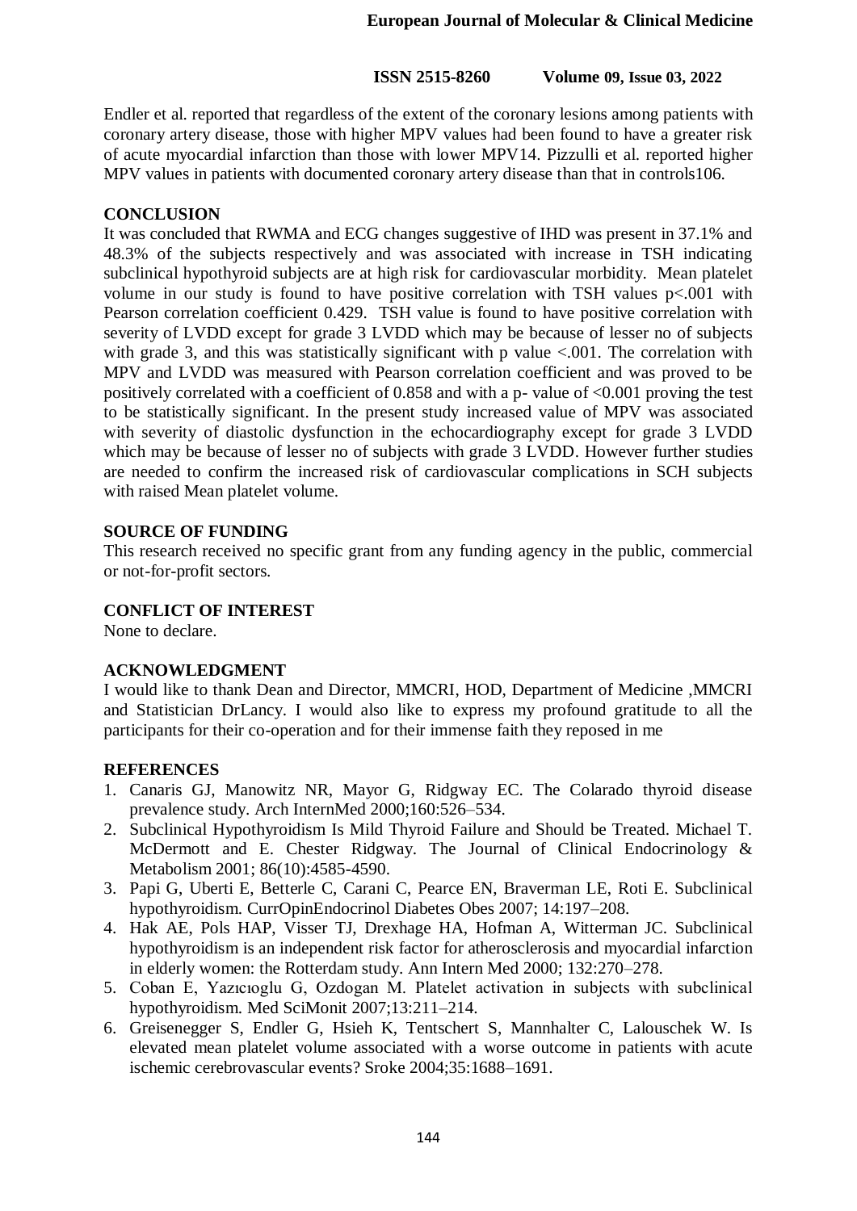Endler et al. reported that regardless of the extent of the coronary lesions among patients with coronary artery disease, those with higher MPV values had been found to have a greater risk of acute myocardial infarction than those with lower MPV14. Pizzulli et al. reported higher MPV values in patients with documented coronary artery disease than that in controls106.

## CONCLUSION

It was concluded that RWMA and ECG changes suggestive of IHD was present in 37.1% and 48.3% of the subjects respectively and was associated with increase in TSH indicating subclinical hypothyroid subjects are at high risk for cardiovascular morbidity. Mean platelet volume in our study is found to have positive correlation with TSH values $p<.001$ with Pearson correlation coefficient 0.429. TSH value is found to have positive correlation with severity of LVDD except for grade 3 LVDD which may be because of lesser no of subjects with grade 3, and this was statistically significant with p value $<.001$. The correlation with MPV and LVDD was measured with Pearson correlation coefficient and was proved to be positively correlated with a coefficient of 0.858 and with a p- value of $<0.001$ proving the test to be statistically significant. In the present study increased value of MPV was associated with severity of diastolic dysfunction in the echocardiography except for grade 3 LVDD which may be because of lesser no of subjects with grade 3 LVDD. However further studies are needed to confirm the increased risk of cardiovascular complications in SCH subjects with raised Mean platelet volume.

## SOURCE OF FUNDING

This research received no specific grant from any funding agency in the public, commercial or not-for-profit sectors.

## CONFLICT OF INTEREST

None to declare.

## ACKNOWLEDGMENT

I would like to thank Dean and Director, MMCRI, HOD, Department of Medicine ,MMCRI and Statistician DrLancy. I would also like to express my profound gratitude to all the participants for their co-operation and for their immense faith they reposed in me

## REFERENCES

1. Canaris GJ, Manowitz NR, Mayor G, Ridgway EC. The Colarado thyroid disease prevalence study. Arch InternMed 2000;160:526–534.
2. Subclinical Hypothyroidism Is Mild Thyroid Failure and Should be Treated. Michael T. McDermott and E. Chester Ridgway. The Journal of Clinical Endocrinology & Metabolism 2001; 86(10):4585-4590.
3. Papi G, Uberti E, Betterle C, Carani C, Pearce EN, Braverman LE, Roti E. Subclinical hypothyroidism. CurrOpinEndocrinol Diabetes Obes 2007; 14:197–208.
4. Hak AE, Pols HAP, Visser TJ, Drexhage HA, Hofman A, Witterman JC. Subclinical hypothyroidism is an independent risk factor for atherosclerosis and myocardial infarction in elderly women: the Rotterdam study. Ann Intern Med 2000; 132:270–278.
5. Coban E, Yazıcıoglu G, Ozdogan M. Platelet activation in subjects with subclinical hypothyroidism. Med SciMonit 2007;13:211–214.
6. Greisenegger S, Endler G, Hsieh K, Tentschert S, Mannhalter C, Lalouschek W. Is elevated mean platelet volume associated with a worse outcome in patients with acute ischemic cerebrovascular events? Sroke 2004;35:1688–1691.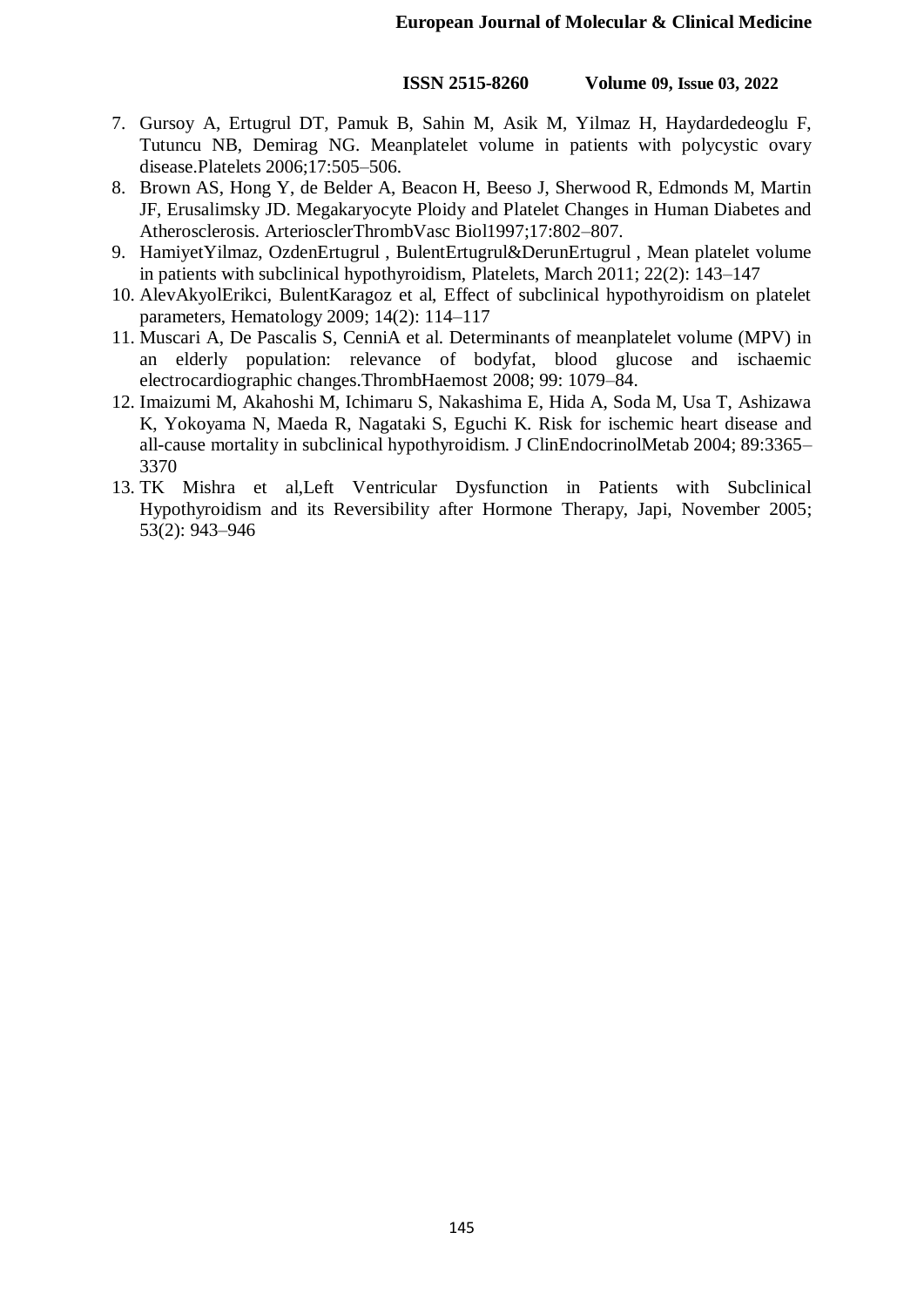7. Gursoy A, Ertugrul DT, Pamuk B, Sahin M, Asik M, Yilmaz H, Haydardedeoglu F, Tutuncu NB, Demirag NG. Meanplatelet volume in patients with polycystic ovary disease.Platelets 2006;17:505–506.
8. Brown AS, Hong Y, de Belder A, Beacon H, Beeso J, Sherwood R, Edmonds M, Martin JF, Erusalimsky JD. Megakaryocyte Ploidy and Platelet Changes in Human Diabetes and Atherosclerosis. ArteriosclerThrombVasc Biol1997;17:802–807.
9. HamiyetYilmaz, OzdenErtugrul , BulentErtugrul&DerunErtugrul , Mean platelet volume in patients with subclinical hypothyroidism, Platelets, March 2011; 22(2): 143–147
10. AlevAkyolErikci, BulentKaragoz et al, Effect of subclinical hypothyroidism on platelet parameters, Hematology 2009; 14(2): 114–117
11. Muscari A, De Pascalis S, CenniA et al. Determinants of meanplatelet volume (MPV) in an elderly population: relevance of bodyfat, blood glucose and ischaemic electrocardiographic changes.ThrombHaemost 2008; 99: 1079–84.
12. Imaizumi M, Akahoshi M, Ichimaru S, Nakashima E, Hida A, Soda M, Usa T, Ashizawa K, Yokoyama N, Maeda R, Nagataki S, Eguchi K. Risk for ischemic heart disease and all-cause mortality in subclinical hypothyroidism. J ClinEndocrinolMetab 2004; 89:3365–3370
13. TK Mishra et al,Left Ventricular Dysfunction in Patients with Subclinical Hypothyroidism and its Reversibility after Hormone Therapy, Japi, November 2005; 53(2): 943–946